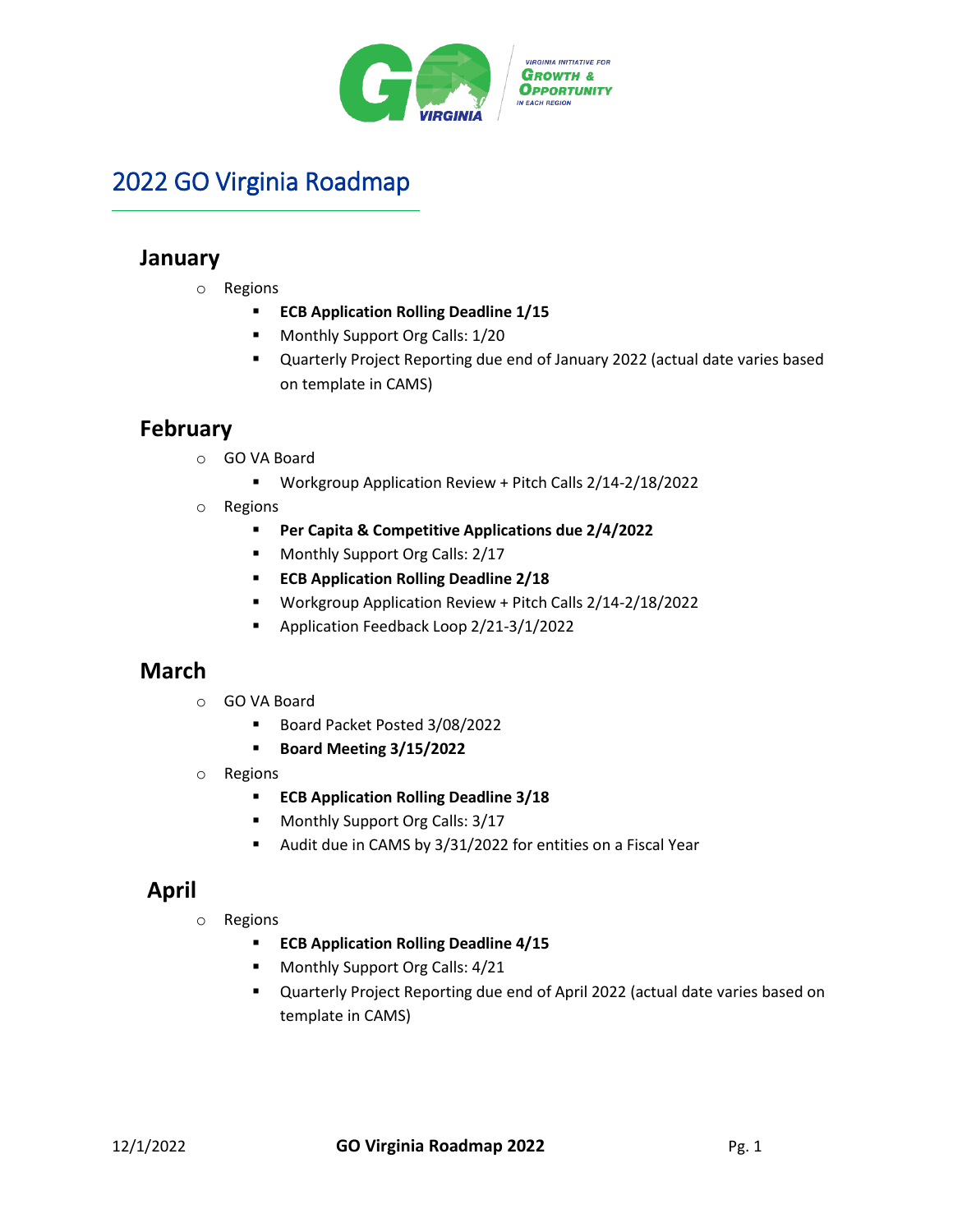# 2022 GO Virginia Roadmap

## January

- Regions
  - **ECB Application Rolling Deadline 1/15**
  - Monthly Support Org Calls: 1/20
  - Quarterly Project Reporting due end of January 2022 (actual date varies based on template in CAMS)

## February

- GO VA Board
  - Workgroup Application Review + Pitch Calls 2/14-2/18/2022
- Regions
  - **Per Capita & Competitive Applications due 2/4/2022**
  - Monthly Support Org Calls: 2/17
  - **ECB Application Rolling Deadline 2/18**
  - Workgroup Application Review + Pitch Calls 2/14-2/18/2022
  - Application Feedback Loop 2/21-3/1/2022

## March

- GO VA Board
  - Board Packet Posted 3/08/2022
  - **Board Meeting 3/15/2022**
- Regions
  - **ECB Application Rolling Deadline 3/18**
  - Monthly Support Org Calls: 3/17
  - Audit due in CAMS by 3/31/2022 for entities on a Fiscal Year

## April

- Regions
  - **ECB Application Rolling Deadline 4/15**
  - Monthly Support Org Calls: 4/21
  - Quarterly Project Reporting due end of April 2022 (actual date varies based on template in CAMS)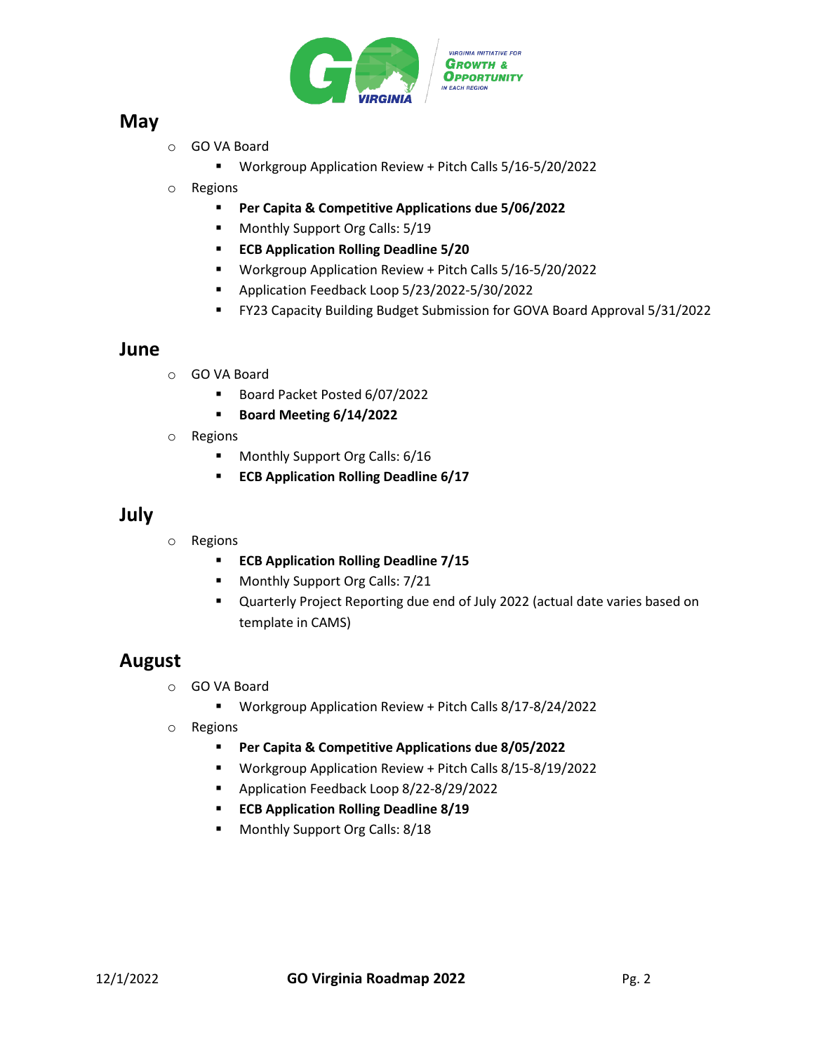## May

- GO VA Board
  - Workgroup Application Review + Pitch Calls 5/16-5/20/2022
- Regions
  - **Per Capita & Competitive Applications due 5/06/2022**
  - Monthly Support Org Calls: 5/19
  - **ECB Application Rolling Deadline 5/20**
  - Workgroup Application Review + Pitch Calls 5/16-5/20/2022
  - Application Feedback Loop 5/23/2022-5/30/2022
  - FY23 Capacity Building Budget Submission for GOVA Board Approval 5/31/2022

## June

- GO VA Board
  - Board Packet Posted 6/07/2022
  - **Board Meeting 6/14/2022**
- Regions
  - Monthly Support Org Calls: 6/16
  - **ECB Application Rolling Deadline 6/17**

## July

- Regions
  - **ECB Application Rolling Deadline 7/15**
  - Monthly Support Org Calls: 7/21
  - Quarterly Project Reporting due end of July 2022 (actual date varies based on template in CAMS)

## August

- GO VA Board
  - Workgroup Application Review + Pitch Calls 8/17-8/24/2022
- Regions
  - **Per Capita & Competitive Applications due 8/05/2022**
  - Workgroup Application Review + Pitch Calls 8/15-8/19/2022
  - Application Feedback Loop 8/22-8/29/2022
  - **ECB Application Rolling Deadline 8/19**
  - Monthly Support Org Calls: 8/18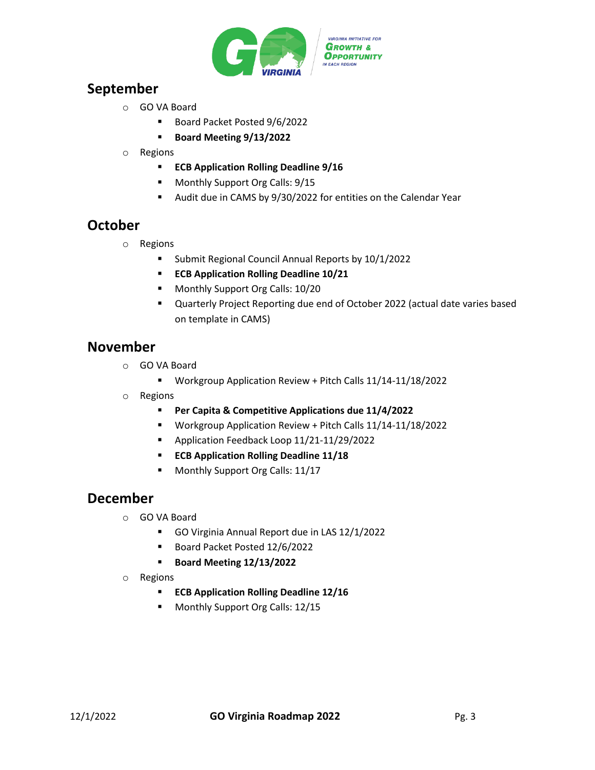## September

- GO VA Board
  - Board Packet Posted 9/6/2022
  - **Board Meeting 9/13/2022**
- Regions
  - **ECB Application Rolling Deadline 9/16**
  - Monthly Support Org Calls: 9/15
  - Audit due in CAMS by 9/30/2022 for entities on the Calendar Year

## October

- Regions
  - Submit Regional Council Annual Reports by 10/1/2022
  - **ECB Application Rolling Deadline 10/21**
  - Monthly Support Org Calls: 10/20
  - Quarterly Project Reporting due end of October 2022 (actual date varies based on template in CAMS)

## November

- GO VA Board
  - Workgroup Application Review + Pitch Calls 11/14-11/18/2022
- Regions
  - **Per Capita & Competitive Applications due 11/4/2022**
  - Workgroup Application Review + Pitch Calls 11/14-11/18/2022
  - Application Feedback Loop 11/21-11/29/2022
  - **ECB Application Rolling Deadline 11/18**
  - Monthly Support Org Calls: 11/17

## December

- GO VA Board
  - GO Virginia Annual Report due in LAS 12/1/2022
  - Board Packet Posted 12/6/2022
  - **Board Meeting 12/13/2022**
- Regions
  - **ECB Application Rolling Deadline 12/16**
  - Monthly Support Org Calls: 12/15